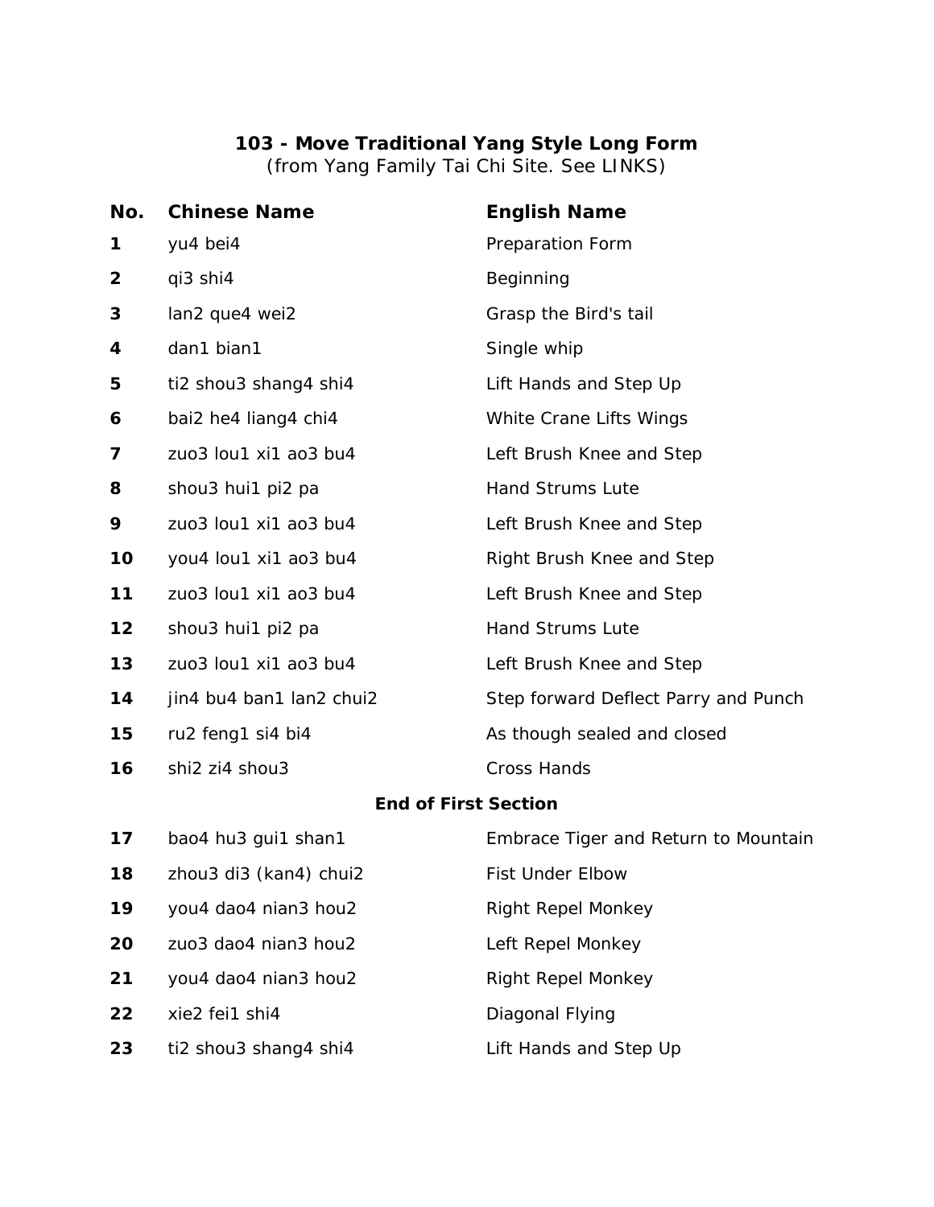# 103 - Move Traditional Yang Style Long Form

(from Yang Family Tai Chi Site. See LINKS)

| No. | Chinese Name | English Name |
|---|---|---|
| 1 | yu4 bei4 | Preparation Form |
| 2 | qi3 shi4 | Beginning |
| 3 | lan2 que4 wei2 | Grasp the Bird's tail |
| 4 | dan1 bian1 | Single whip |
| 5 | ti2 shou3 shang4 shi4 | Lift Hands and Step Up |
| 6 | bai2 he4 liang4 chi4 | White Crane Lifts Wings |
| 7 | zuo3 lou1 xi1 ao3 bu4 | Left Brush Knee and Step |
| 8 | shou3 hui1 pi2 pa | Hand Strums Lute |
| 9 | zuo3 lou1 xi1 ao3 bu4 | Left Brush Knee and Step |
| 10 | you4 lou1 xi1 ao3 bu4 | Right Brush Knee and Step |
| 11 | zuo3 lou1 xi1 ao3 bu4 | Left Brush Knee and Step |
| 12 | shou3 hui1 pi2 pa | Hand Strums Lute |
| 13 | zuo3 lou1 xi1 ao3 bu4 | Left Brush Knee and Step |
| 14 | jin4 bu4 ban1 lan2 chui2 | Step forward Deflect Parry and Punch |
| 15 | ru2 feng1 si4 bi4 | As though sealed and closed |
| 16 | shi2 zi4 shou3 | Cross Hands |
| | **End of First Section** | |
| 17 | bao4 hu3 gui1 shan1 | Embrace Tiger and Return to Mountain |
| 18 | zhou3 di3 (kan4) chui2 | Fist Under Elbow |
| 19 | you4 dao4 nian3 hou2 | Right Repel Monkey |
| 20 | zuo3 dao4 nian3 hou2 | Left Repel Monkey |
| 21 | you4 dao4 nian3 hou2 | Right Repel Monkey |
| 22 | xie2 fei1 shi4 | Diagonal Flying |
| 23 | ti2 shou3 shang4 shi4 | Lift Hands and Step Up |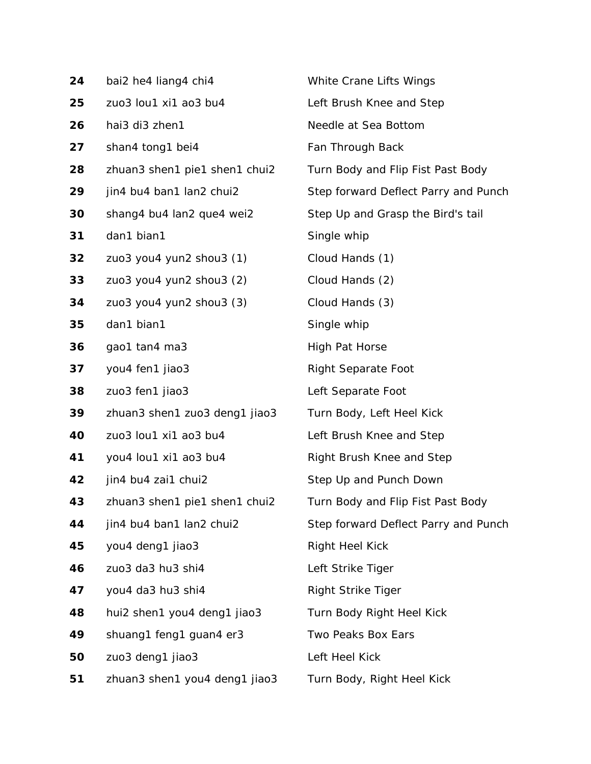| | | |
|---|---|---|
| **24** | bai2 he4 liang4 chi4 | White Crane Lifts Wings |
| **25** | zuo3 lou1 xi1 ao3 bu4 | Left Brush Knee and Step |
| **26** | hai3 di3 zhen1 | Needle at Sea Bottom |
| **27** | shan4 tong1 bei4 | Fan Through Back |
| **28** | zhuan3 shen1 pie1 shen1 chui2 | Turn Body and Flip Fist Past Body |
| **29** | jin4 bu4 ban1 lan2 chui2 | Step forward Deflect Parry and Punch |
| **30** | shang4 bu4 lan2 que4 wei2 | Step Up and Grasp the Bird's tail |
| **31** | dan1 bian1 | Single whip |
| **32** | zuo3 you4 yun2 shou3 (1) | Cloud Hands (1) |
| **33** | zuo3 you4 yun2 shou3 (2) | Cloud Hands (2) |
| **34** | zuo3 you4 yun2 shou3 (3) | Cloud Hands (3) |
| **35** | dan1 bian1 | Single whip |
| **36** | gao1 tan4 ma3 | High Pat Horse |
| **37** | you4 fen1 jiao3 | Right Separate Foot |
| **38** | zuo3 fen1 jiao3 | Left Separate Foot |
| **39** | zhuan3 shen1 zuo3 deng1 jiao3 | Turn Body, Left Heel Kick |
| **40** | zuo3 lou1 xi1 ao3 bu4 | Left Brush Knee and Step |
| **41** | you4 lou1 xi1 ao3 bu4 | Right Brush Knee and Step |
| **42** | jin4 bu4 zai1 chui2 | Step Up and Punch Down |
| **43** | zhuan3 shen1 pie1 shen1 chui2 | Turn Body and Flip Fist Past Body |
| **44** | jin4 bu4 ban1 lan2 chui2 | Step forward Deflect Parry and Punch |
| **45** | you4 deng1 jiao3 | Right Heel Kick |
| **46** | zuo3 da3 hu3 shi4 | Left Strike Tiger |
| **47** | you4 da3 hu3 shi4 | Right Strike Tiger |
| **48** | hui2 shen1 you4 deng1 jiao3 | Turn Body Right Heel Kick |
| **49** | shuang1 feng1 guan4 er3 | Two Peaks Box Ears |
| **50** | zuo3 deng1 jiao3 | Left Heel Kick |
| **51** | zhuan3 shen1 you4 deng1 jiao3 | Turn Body, Right Heel Kick |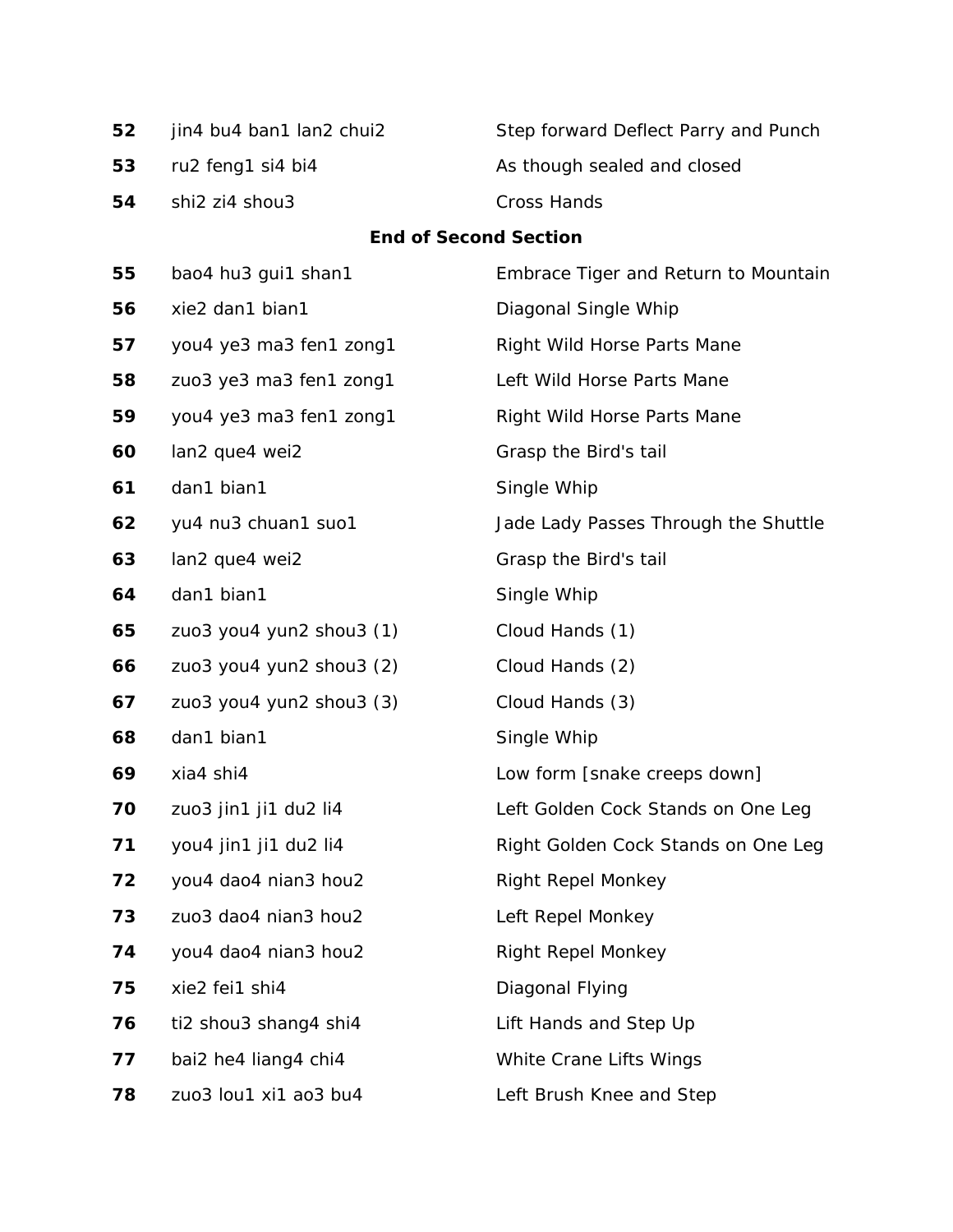| | | |
|---|---|---|
| **52** | jin4 bu4 ban1 lan2 chui2 | Step forward Deflect Parry and Punch |
| **53** | ru2 feng1 si4 bi4 | As though sealed and closed |
| **54** | shi2 zi4 shou3 | Cross Hands |

**End of Second Section**

| | | |
|---|---|---|
| **55** | bao4 hu3 gui1 shan1 | Embrace Tiger and Return to Mountain |
| **56** | xie2 dan1 bian1 | Diagonal Single Whip |
| **57** | you4 ye3 ma3 fen1 zong1 | Right Wild Horse Parts Mane |
| **58** | zuo3 ye3 ma3 fen1 zong1 | Left Wild Horse Parts Mane |
| **59** | you4 ye3 ma3 fen1 zong1 | Right Wild Horse Parts Mane |
| **60** | lan2 que4 wei2 | Grasp the Bird's tail |
| **61** | dan1 bian1 | Single Whip |
| **62** | yu4 nu3 chuan1 suo1 | Jade Lady Passes Through the Shuttle |
| **63** | lan2 que4 wei2 | Grasp the Bird's tail |
| **64** | dan1 bian1 | Single Whip |
| **65** | zuo3 you4 yun2 shou3 (1) | Cloud Hands (1) |
| **66** | zuo3 you4 yun2 shou3 (2) | Cloud Hands (2) |
| **67** | zuo3 you4 yun2 shou3 (3) | Cloud Hands (3) |
| **68** | dan1 bian1 | Single Whip |
| **69** | xia4 shi4 | Low form [snake creeps down] |
| **70** | zuo3 jin1 ji1 du2 li4 | Left Golden Cock Stands on One Leg |
| **71** | you4 jin1 ji1 du2 li4 | Right Golden Cock Stands on One Leg |
| **72** | you4 dao4 nian3 hou2 | Right Repel Monkey |
| **73** | zuo3 dao4 nian3 hou2 | Left Repel Monkey |
| **74** | you4 dao4 nian3 hou2 | Right Repel Monkey |
| **75** | xie2 fei1 shi4 | Diagonal Flying |
| **76** | ti2 shou3 shang4 shi4 | Lift Hands and Step Up |
| **77** | bai2 he4 liang4 chi4 | White Crane Lifts Wings |
| **78** | zuo3 lou1 xi1 ao3 bu4 | Left Brush Knee and Step |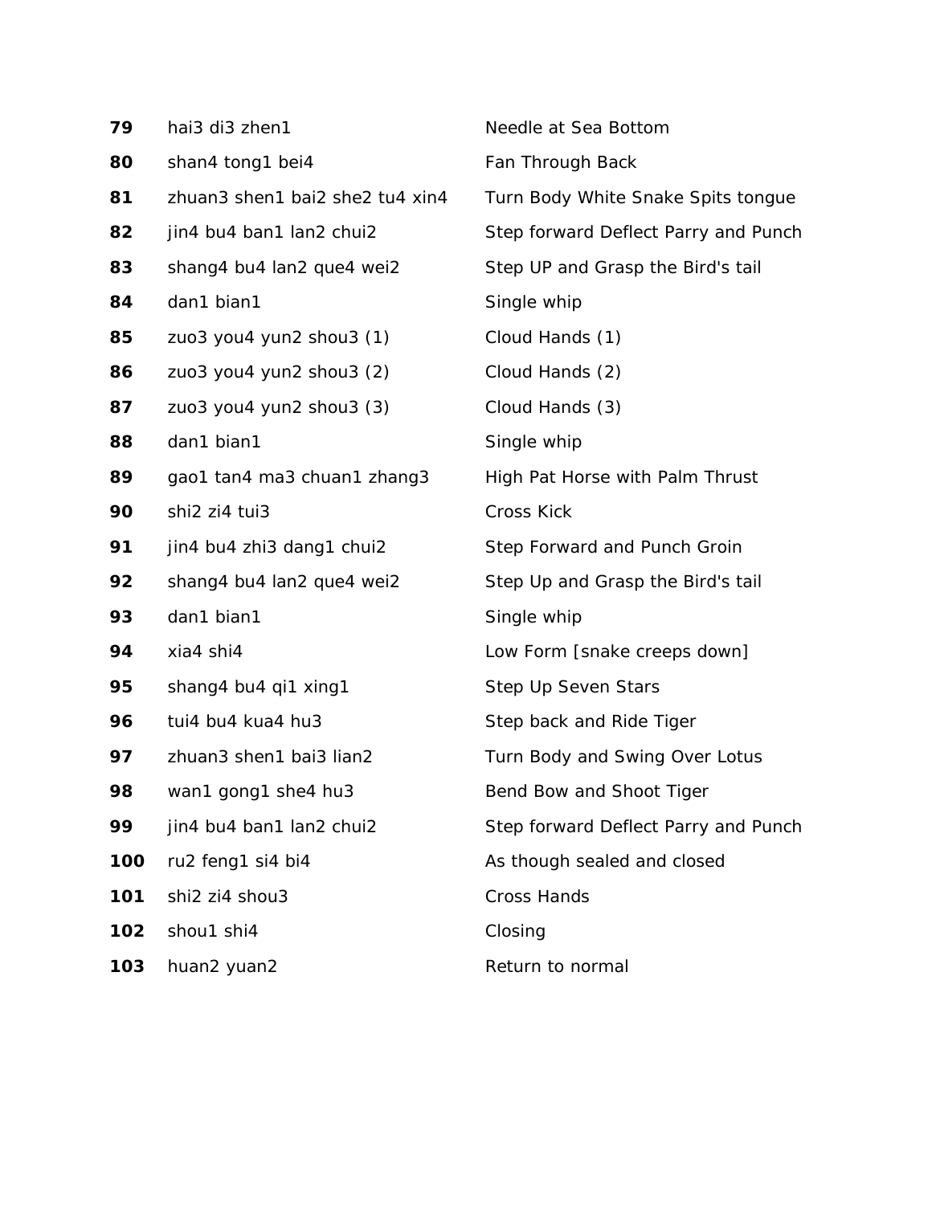| | | |
|---|---|---|
| **79** | hai3 di3 zhen1 | Needle at Sea Bottom |
| **80** | shan4 tong1 bei4 | Fan Through Back |
| **81** | zhuan3 shen1 bai2 she2 tu4 xin4 | Turn Body White Snake Spits tongue |
| **82** | jin4 bu4 ban1 lan2 chui2 | Step forward Deflect Parry and Punch |
| **83** | shang4 bu4 lan2 que4 wei2 | Step UP and Grasp the Bird's tail |
| **84** | dan1 bian1 | Single whip |
| **85** | zuo3 you4 yun2 shou3 (1) | Cloud Hands (1) |
| **86** | zuo3 you4 yun2 shou3 (2) | Cloud Hands (2) |
| **87** | zuo3 you4 yun2 shou3 (3) | Cloud Hands (3) |
| **88** | dan1 bian1 | Single whip |
| **89** | gao1 tan4 ma3 chuan1 zhang3 | High Pat Horse with Palm Thrust |
| **90** | shi2 zi4 tui3 | Cross Kick |
| **91** | jin4 bu4 zhi3 dang1 chui2 | Step Forward and Punch Groin |
| **92** | shang4 bu4 lan2 que4 wei2 | Step Up and Grasp the Bird's tail |
| **93** | dan1 bian1 | Single whip |
| **94** | xia4 shi4 | Low Form [snake creeps down] |
| **95** | shang4 bu4 qi1 xing1 | Step Up Seven Stars |
| **96** | tui4 bu4 kua4 hu3 | Step back and Ride Tiger |
| **97** | zhuan3 shen1 bai3 lian2 | Turn Body and Swing Over Lotus |
| **98** | wan1 gong1 she4 hu3 | Bend Bow and Shoot Tiger |
| **99** | jin4 bu4 ban1 lan2 chui2 | Step forward Deflect Parry and Punch |
| **100** | ru2 feng1 si4 bi4 | As though sealed and closed |
| **101** | shi2 zi4 shou3 | Cross Hands |
| **102** | shou1 shi4 | Closing |
| **103** | huan2 yuan2 | Return to normal |